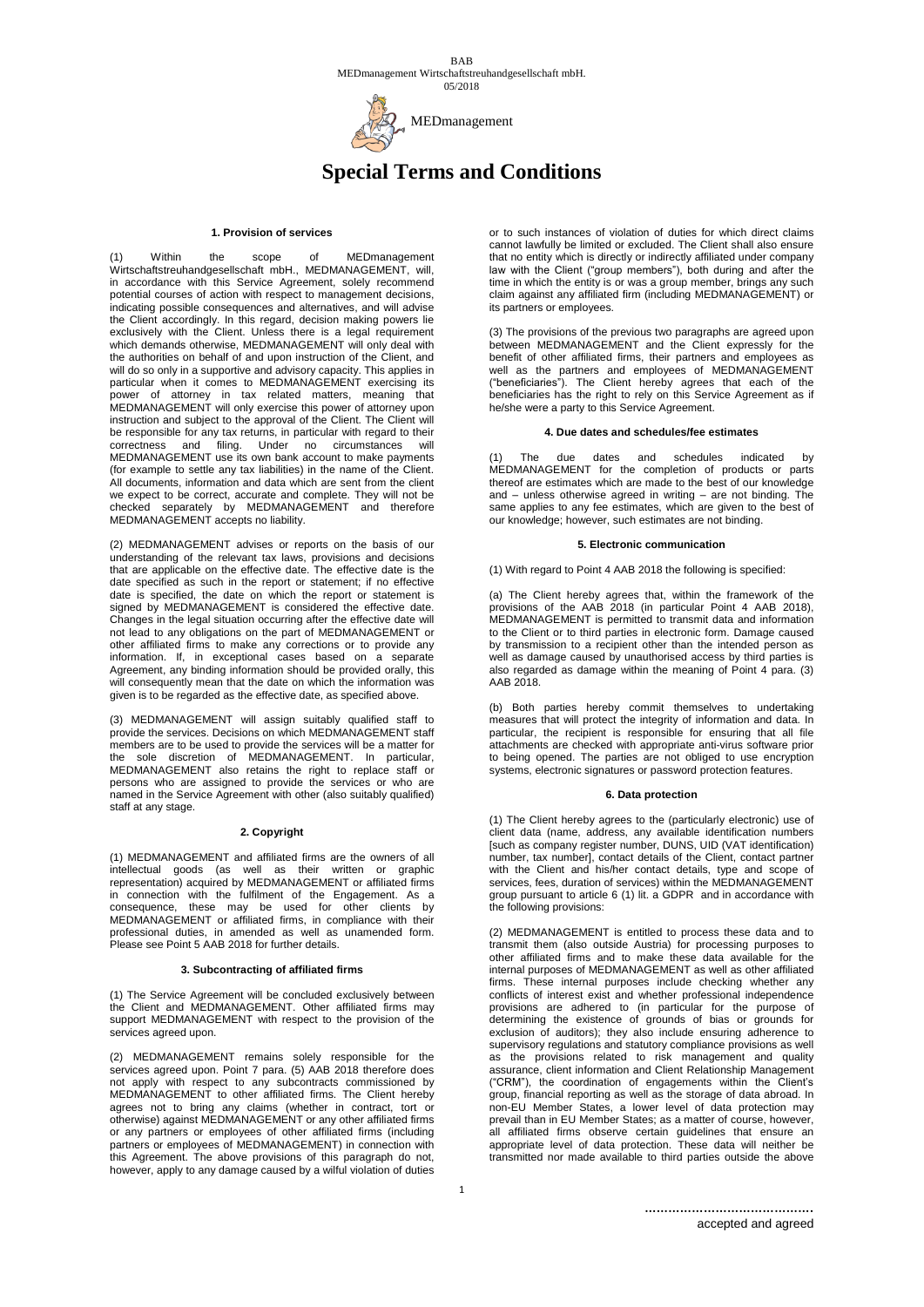# Special Terms and Conditions

### 1. Provision of services

(1) Within the scope of MEDmanagement Wirtschaftstreuhandgesellschaft mbH., MEDMANAGEMENT, will, in accordance with this Service Agreement, solely recommend potential courses of action with respect to management decisions, indicating possible consequences and alternatives, and will advise the Client accordingly. In this regard, decision making powers lie exclusively with the Client. Unless there is a legal requirement which demands otherwise, MEDMANAGEMENT will only deal with the authorities on behalf of and upon instruction of the Client, and will do so only in a supportive and advisory capacity. This applies in particular when it comes to MEDMANAGEMENT exercising its power of attorney in tax related matters, meaning that MEDMANAGEMENT will only exercise this power of attorney upon instruction and subject to the approval of the Client. The Client will be responsible for any tax returns, in particular with regard to their correctness and filing. Under no circumstances will MEDMANAGEMENT use its own bank account to make payments (for example to settle any tax liabilities) in the name of the Client. All documents, information and data which are sent from the client we expect to be correct, accurate and complete. They will not be checked separately by MEDMANAGEMENT and therefore MEDMANAGEMENT accepts no liability.

(2) MEDMANAGEMENT advises or reports on the basis of our understanding of the relevant tax laws, provisions and decisions that are applicable on the effective date. The effective date is the date specified as such in the report or statement; if no effective date is specified, the date on which the report or statement is signed by MEDMANAGEMENT is considered the effective date. Changes in the legal situation occurring after the effective date will not lead to any obligations on the part of MEDMANAGEMENT or other affiliated firms to make any corrections or to provide any information. If, in exceptional cases based on a separate Agreement, any binding information should be provided orally, this will consequently mean that the date on which the information was given is to be regarded as the effective date, as specified above.

(3) MEDMANAGEMENT will assign suitably qualified staff to provide the services. Decisions on which MEDMANAGEMENT staff members are to be used to provide the services will be a matter for the sole discretion of MEDMANAGEMENT. In particular, MEDMANAGEMENT also retains the right to replace staff or persons who are assigned to provide the services or who are named in the Service Agreement with other (also suitably qualified) staff at any stage.

### 2. Copyright

(1) MEDMANAGEMENT and affiliated firms are the owners of all intellectual goods (as well as their written or graphic representation) acquired by MEDMANAGEMENT or affiliated firms in connection with the fulfilment of the Engagement. As a consequence, these may be used for other clients by MEDMANAGEMENT or affiliated firms, in compliance with their professional duties, in amended as well as unamended form. Please see Point 5 AAB 2018 for further details.

### 3. Subcontracting of affiliated firms

(1) The Service Agreement will be concluded exclusively between the Client and MEDMANAGEMENT. Other affiliated firms may support MEDMANAGEMENT with respect to the provision of the services agreed upon.

(2) MEDMANAGEMENT remains solely responsible for the services agreed upon. Point 7 para. (5) AAB 2018 therefore does not apply with respect to any subcontracts commissioned by MEDMANAGEMENT to other affiliated firms. The Client hereby agrees not to bring any claims (whether in contract, tort or otherwise) against MEDMANAGEMENT or any other affiliated firms or any partners or employees of other affiliated firms (including partners or employees of MEDMANAGEMENT) in connection with this Agreement. The above provisions of this paragraph do not, however, apply to any damage caused by a wilful violation of duties or to such instances of violation of duties for which direct claims cannot lawfully be limited or excluded. The Client shall also ensure that no entity which is directly or indirectly affiliated under company law with the Client ("group members"), both during and after the time in which the entity is or was a group member, brings any such claim against any affiliated firm (including MEDMANAGEMENT) or its partners or employees.

(3) The provisions of the previous two paragraphs are agreed upon between MEDMANAGEMENT and the Client expressly for the benefit of other affiliated firms, their partners and employees as well as the partners and employees of MEDMANAGEMENT ("beneficiaries"). The Client hereby agrees that each of the beneficiaries has the right to rely on this Service Agreement as if he/she were a party to this Service Agreement.

### 4. Due dates and schedules/fee estimates

(1) The due dates and schedules indicated by MEDMANAGEMENT for the completion of products or parts thereof are estimates which are made to the best of our knowledge and – unless otherwise agreed in writing – are not binding. The same applies to any fee estimates, which are given to the best of our knowledge; however, such estimates are not binding.

### 5. Electronic communication

(1) With regard to Point 4 AAB 2018 the following is specified:

(a) The Client hereby agrees that, within the framework of the provisions of the AAB 2018 (in particular Point 4 AAB 2018), MEDMANAGEMENT is permitted to transmit data and information to the Client or to third parties in electronic form. Damage caused by transmission to a recipient other than the intended person as well as damage caused by unauthorised access by third parties is also regarded as damage within the meaning of Point 4 para. (3) AAB 2018.

(b) Both parties hereby commit themselves to undertaking measures that will protect the integrity of information and data. In particular, the recipient is responsible for ensuring that all file attachments are checked with appropriate anti-virus software prior to being opened. The parties are not obliged to use encryption systems, electronic signatures or password protection features.

### 6. Data protection

(1) The Client hereby agrees to the (particularly electronic) use of client data (name, address, any available identification numbers [such as company register number, DUNS, UID (VAT identification) number, tax number], contact details of the Client, contact partner with the Client and his/her contact details, type and scope of services, fees, duration of services) within the MEDMANAGEMENT group pursuant to article 6 (1) lit. a GDPR and in accordance with the following provisions:

(2) MEDMANAGEMENT is entitled to process these data and to transmit them (also outside Austria) for processing purposes to other affiliated firms and to make these data available for the internal purposes of MEDMANAGEMENT as well as other affiliated firms. These internal purposes include checking whether any conflicts of interest exist and whether professional independence provisions are adhered to (in particular for the purpose of determining the existence of grounds of bias or grounds for exclusion of auditors); they also include ensuring adherence to supervisory regulations and statutory compliance provisions as well as the provisions related to risk management and quality assurance, client information and Client Relationship Management ("CRM"), the coordination of engagements within the Client's group, financial reporting as well as the storage of data abroad. In non-EU Member States, a lower level of data protection may prevail than in EU Member States; as a matter of course, however, all affiliated firms observe certain guidelines that ensure an appropriate level of data protection. These data will neither be transmitted nor made available to third parties outside the above

.........................................
accepted and agreed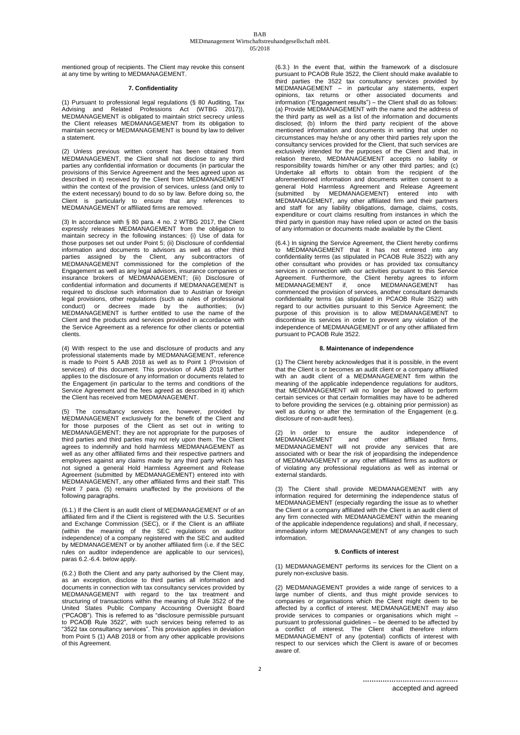mentioned group of recipients. The Client may revoke this consent at any time by writing to MEDMANAGEMENT.

## 7. Confidentiality

(1) Pursuant to professional legal regulations (§ 80 Auditing, Tax Advising and Related Professions Act (WTBG 2017)), MEDMANAGEMENT is obligated to maintain strict secrecy unless the Client releases MEDMANAGEMENT from its obligation to maintain secrecy or MEDMANAGEMENT is bound by law to deliver a statement.

(2) Unless previous written consent has been obtained from MEDMANAGEMENT, the Client shall not disclose to any third parties any confidential information or documents (in particular the provisions of this Service Agreement and the fees agreed upon as described in it) received by the Client from MEDMANAGEMENT within the context of the provision of services, unless (and only to the extent necessary) bound to do so by law. Before doing so, the Client is particularly to ensure that any references to MEDMANAGEMENT or affiliated firms are removed.

(3) In accordance with § 80 para. 4 no. 2 WTBG 2017, the Client expressly releases MEDMANAGEMENT from the obligation to maintain secrecy in the following instances: (i) Use of data for those purposes set out under Point 5; (ii) Disclosure of confidential information and documents to advisors as well as other third parties assigned by the Client, any subcontractors of MEDMANAGEMENT commissioned for the completion of the Engagement as well as any legal advisors, insurance companies or insurance brokers of MEDMANAGEMENT; (iii) Disclosure of confidential information and documents if MEDMANAGEMENT is required to disclose such information due to Austrian or foreign legal provisions, other regulations (such as rules of professional conduct) or decrees made by the authorities; (iv) MEDMANAGEMENT is further entitled to use the name of the Client and the products and services provided in accordance with the Service Agreement as a reference for other clients or potential clients.

(4) With respect to the use and disclosure of products and any professional statements made by MEDMANAGEMENT, reference is made to Point 5 AAB 2018 as well as to Point 1 (Provision of services) of this document. This provision of AAB 2018 further applies to the disclosure of any information or documents related to the Engagement (in particular to the terms and conditions of the Service Agreement and the fees agreed as described in it) which the Client has received from MEDMANAGEMENT.

(5) The consultancy services are, however, provided by MEDMANAGEMENT exclusively for the benefit of the Client and for those purposes of the Client as set out in writing to MEDMANAGEMENT; they are not appropriate for the purposes of third parties and third parties may not rely upon them. The Client agrees to indemnify and hold harmless MEDMANAGEMENT as well as any other affiliated firms and their respective partners and employees against any claims made by any third party which has not signed a general Hold Harmless Agreement and Release Agreement (submitted by MEDMANAGEMENT) entered into with MEDMANAGEMENT, any other affiliated firms and their staff. This Point 7 para. (5) remains unaffected by the provisions of the following paragraphs.

(6.1.) If the Client is an audit client of MEDMANAGEMENT or of an affiliated firm and if the Client is registered with the U.S. Securities and Exchange Commission (SEC), or if the Client is an affiliate (within the meaning of the SEC regulations on auditor independence) of a company registered with the SEC and audited by MEDMANAGEMENT or by another affiliated firm (i.e. if the SEC rules on auditor independence are applicable to our services), paras 6.2.-6.4. below apply.

(6.2.) Both the Client and any party authorised by the Client may, as an exception, disclose to third parties all information and documents in connection with tax consultancy services provided by MEDMANAGEMENT with regard to the tax treatment and structuring of transactions within the meaning of Rule 3522 of the United States Public Company Accounting Oversight Board ("PCAOB"). This is referred to as "disclosure permissible pursuant to PCAOB Rule 3522", with such services being referred to as "3522 tax consultancy services". This provision applies in deviation from Point 5 (1) AAB 2018 or from any other applicable provisions of this Agreement.

(6.3.) In the event that, within the framework of a disclosure pursuant to PCAOB Rule 3522, the Client should make available to third parties the 3522 tax consultancy services provided by MEDMANAGEMENT – in particular any statements, expert opinions, tax returns or other associated documents and information ("Engagement results") – the Client shall do as follows: (a) Provide MEDMANAGEMENT with the name and the address of the third party as well as a list of the information and documents disclosed; (b) Inform the third party recipient of the above mentioned information and documents in writing that under no circumstances may he/she or any other third parties rely upon the consultancy services provided for the Client, that such services are exclusively intended for the purposes of the Client and that, in relation thereto, MEDMANAGEMENT accepts no liability or responsibility towards him/her or any other third parties; and (c) Undertake all efforts to obtain from the recipient of the aforementioned information and documents written consent to a general Hold Harmless Agreement and Release Agreement (submitted by MEDMANAGEMENT) entered into with MEDMANAGEMENT, any other affiliated firm and their partners and staff for any liability obligations, damage, claims, costs, expenditure or court claims resulting from instances in which the third party in question may have relied upon or acted on the basis of any information or documents made available by the Client.

(6.4.) In signing the Service Agreement, the Client hereby confirms to MEDMANAGEMENT that it has not entered into any confidentiality terms (as stipulated in PCAOB Rule 3522) with any other consultant who provides or has provided tax consultancy services in connection with our activities pursuant to this Service Agreement. Furthermore, the Client hereby agrees to inform MEDMANAGEMENT if, once MEDMANAGEMENT has commenced the provision of services, another consultant demands confidentiality terms (as stipulated in PCAOB Rule 3522) with regard to our activities pursuant to this Service Agreement; the purpose of this provision is to allow MEDMANAGEMENT to discontinue its services in order to prevent any violation of the independence of MEDMANAGEMENT or of any other affiliated firm pursuant to PCAOB Rule 3522.

## 8. Maintenance of independence

(1) The Client hereby acknowledges that it is possible, in the event that the Client is or becomes an audit client or a company affiliated with an audit client of a MEDMANAGEMENT firm within the meaning of the applicable independence regulations for auditors, that MEDMANAGEMENT will no longer be allowed to perform certain services or that certain formalities may have to be adhered to before providing the services (e.g. obtaining prior permission) as well as during or after the termination of the Engagement (e.g. disclosure of non-audit fees).

(2) In order to ensure the auditor independence of MEDMANAGEMENT and other affiliated firms, MEDMANAGEMENT will not provide any services that are associated with or bear the risk of jeopardising the independence of MEDMANAGEMENT or any other affiliated firms as auditors or of violating any professional regulations as well as internal or external standards.

(3) The Client shall provide MEDMANAGEMENT with any information required for determining the independence status of MEDMANAGEMENT (especially regarding the issue as to whether the Client or a company affiliated with the Client is an audit client of any firm connected with MEDMANAGEMENT within the meaning of the applicable independence regulations) and shall, if necessary, immediately inform MEDMANAGEMENT of any changes to such information.

## 9. Conflicts of interest

(1) MEDMANAGEMENT performs its services for the Client on a purely non-exclusive basis.

(2) MEDMANAGEMENT provides a wide range of services to a large number of clients, and thus might provide services to companies or organisations which the Client might deem to be affected by a conflict of interest. MEDMANAGEMENT may also provide services to companies or organisations which might – pursuant to professional guidelines – be deemed to be affected by a conflict of interest. The Client shall therefore inform MEDMANAGEMENT of any (potential) conflicts of interest with respect to our services which the Client is aware of or becomes aware of.

.........................................
accepted and agreed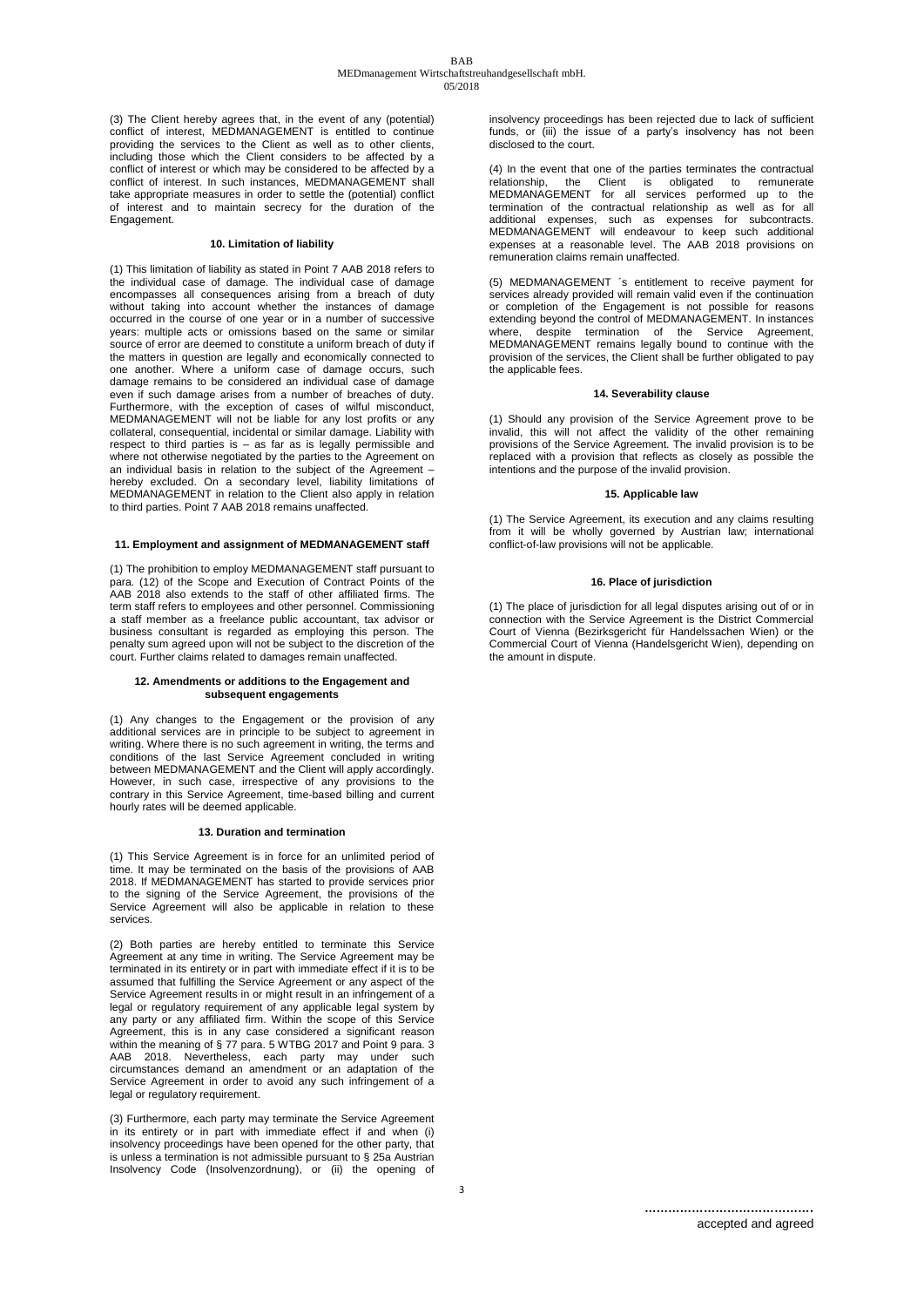(3) The Client hereby agrees that, in the event of any (potential) conflict of interest, MEDMANAGEMENT is entitled to continue providing the services to the Client as well as to other clients, including those which the Client considers to be affected by a conflict of interest or which may be considered to be affected by a conflict of interest. In such instances, MEDMANAGEMENT shall take appropriate measures in order to settle the (potential) conflict of interest and to maintain secrecy for the duration of the Engagement.

#### 10. Limitation of liability

(1) This limitation of liability as stated in Point 7 AAB 2018 refers to the individual case of damage. The individual case of damage encompasses all consequences arising from a breach of duty without taking into account whether the instances of damage occurred in the course of one year or in a number of successive years: multiple acts or omissions based on the same or similar source of error are deemed to constitute a uniform breach of duty if the matters in question are legally and economically connected to one another. Where a uniform case of damage occurs, such damage remains to be considered an individual case of damage even if such damage arises from a number of breaches of duty. Furthermore, with the exception of cases of wilful misconduct, MEDMANAGEMENT will not be liable for any lost profits or any collateral, consequential, incidental or similar damage. Liability with respect to third parties is – as far as is legally permissible and where not otherwise negotiated by the parties to the Agreement on an individual basis in relation to the subject of the Agreement – hereby excluded. On a secondary level, liability limitations of MEDMANAGEMENT in relation to the Client also apply in relation to third parties. Point 7 AAB 2018 remains unaffected.

#### 11. Employment and assignment of MEDMANAGEMENT staff

(1) The prohibition to employ MEDMANAGEMENT staff pursuant to para. (12) of the Scope and Execution of Contract Points of the AAB 2018 also extends to the staff of other affiliated firms. The term staff refers to employees and other personnel. Commissioning a staff member as a freelance public accountant, tax advisor or business consultant is regarded as employing this person. The penalty sum agreed upon will not be subject to the discretion of the court. Further claims related to damages remain unaffected.

#### 12. Amendments or additions to the Engagement and subsequent engagements

(1) Any changes to the Engagement or the provision of any additional services are in principle to be subject to agreement in writing. Where there is no such agreement in writing, the terms and conditions of the last Service Agreement concluded in writing between MEDMANAGEMENT and the Client will apply accordingly. However, in such case, irrespective of any provisions to the contrary in this Service Agreement, time-based billing and current hourly rates will be deemed applicable.

#### 13. Duration and termination

(1) This Service Agreement is in force for an unlimited period of time. It may be terminated on the basis of the provisions of AAB 2018. If MEDMANAGEMENT has started to provide services prior to the signing of the Service Agreement, the provisions of the Service Agreement will also be applicable in relation to these services.

(2) Both parties are hereby entitled to terminate this Service Agreement at any time in writing. The Service Agreement may be terminated in its entirety or in part with immediate effect if it is to be assumed that fulfilling the Service Agreement or any aspect of the Service Agreement results in or might result in an infringement of a legal or regulatory requirement of any applicable legal system by any party or any affiliated firm. Within the scope of this Service Agreement, this is in any case considered a significant reason within the meaning of § 77 para. 5 WTBG 2017 and Point 9 para. 3 AAB 2018. Nevertheless, each party may under such circumstances demand an amendment or an adaptation of the Service Agreement in order to avoid any such infringement of a legal or regulatory requirement.

(3) Furthermore, each party may terminate the Service Agreement in its entirety or in part with immediate effect if and when (i) insolvency proceedings have been opened for the other party, that is unless a termination is not admissible pursuant to § 25a Austrian Insolvency Code (Insolvenzordnung), or (ii) the opening of insolvency proceedings has been rejected due to lack of sufficient funds, or (iii) the issue of a party's insolvency has not been disclosed to the court.

(4) In the event that one of the parties terminates the contractual relationship, the Client is obligated to remunerate MEDMANAGEMENT for all services performed up to the termination of the contractual relationship as well as for all additional expenses, such as expenses for subcontracts. MEDMANAGEMENT will endeavour to keep such additional expenses at a reasonable level. The AAB 2018 provisions on remuneration claims remain unaffected.

(5) MEDMANAGEMENT ´s entitlement to receive payment for services already provided will remain valid even if the continuation or completion of the Engagement is not possible for reasons extending beyond the control of MEDMANAGEMENT. In instances where, despite termination of the Service Agreement, MEDMANAGEMENT remains legally bound to continue with the provision of the services, the Client shall be further obligated to pay the applicable fees.

#### 14. Severability clause

(1) Should any provision of the Service Agreement prove to be invalid, this will not affect the validity of the other remaining provisions of the Service Agreement. The invalid provision is to be replaced with a provision that reflects as closely as possible the intentions and the purpose of the invalid provision.

#### 15. Applicable law

(1) The Service Agreement, its execution and any claims resulting from it will be wholly governed by Austrian law; international conflict-of-law provisions will not be applicable.

#### 16. Place of jurisdiction

(1) The place of jurisdiction for all legal disputes arising out of or in connection with the Service Agreement is the District Commercial Court of Vienna (Bezirksgericht für Handelssachen Wien) or the Commercial Court of Vienna (Handelsgericht Wien), depending on the amount in dispute.

……………………………………
accepted and agreed